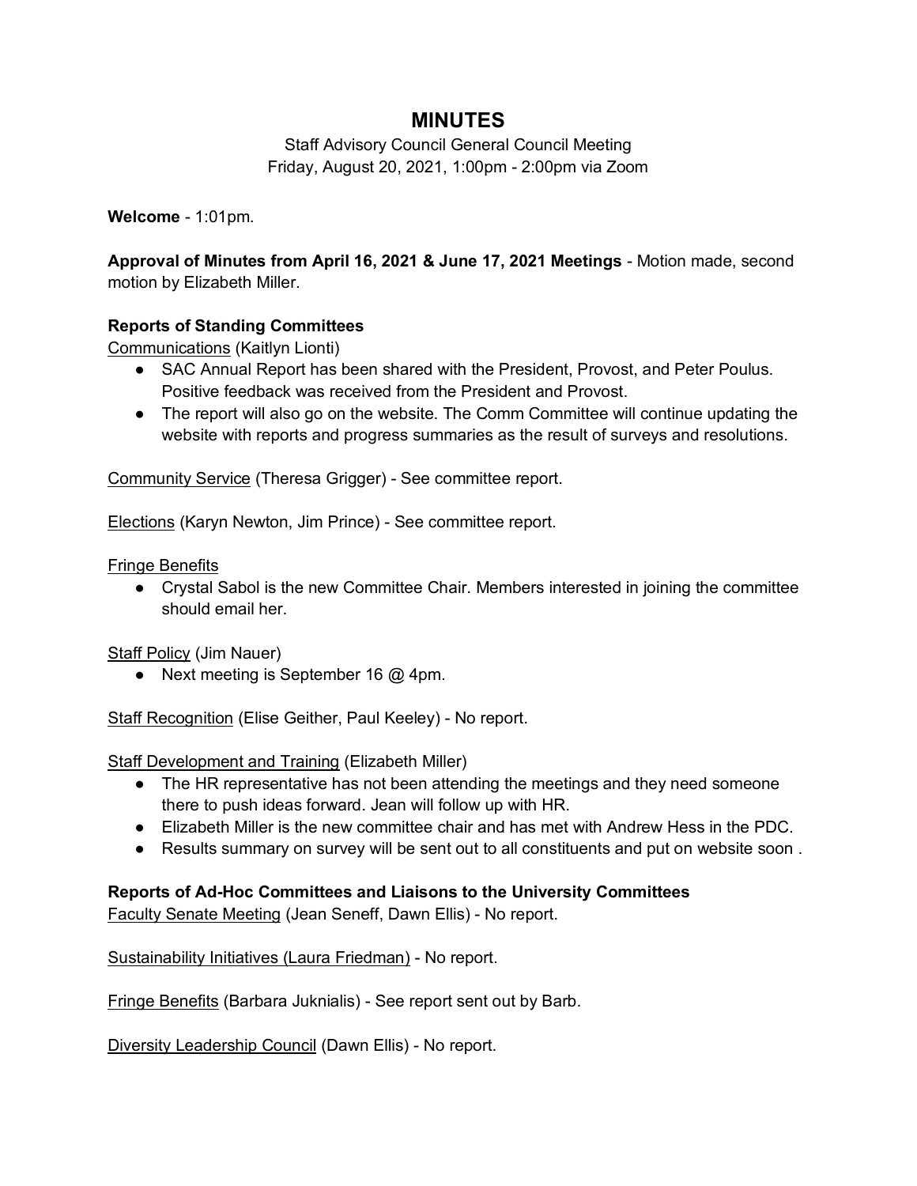# MINUTES

Staff Advisory Council General Council Meeting
Friday, August 20, 2021, 1:00pm - 2:00pm via Zoom

**Welcome** - 1:01pm.

**Approval of Minutes from April 16, 2021 & June 17, 2021 Meetings** - Motion made, second motion by Elizabeth Miller.

**Reports of Standing Committees**

Communications (Kaitlyn Lionti)

- SAC Annual Report has been shared with the President, Provost, and Peter Poulus. Positive feedback was received from the President and Provost.
- The report will also go on the website. The Comm Committee will continue updating the website with reports and progress summaries as the result of surveys and resolutions.

Community Service (Theresa Grigger) - See committee report.

Elections (Karyn Newton, Jim Prince) - See committee report.

Fringe Benefits

- Crystal Sabol is the new Committee Chair. Members interested in joining the committee should email her.

Staff Policy (Jim Nauer)

- Next meeting is September 16 @ 4pm.

Staff Recognition (Elise Geither, Paul Keeley) - No report.

Staff Development and Training (Elizabeth Miller)

- The HR representative has not been attending the meetings and they need someone there to push ideas forward. Jean will follow up with HR.
- Elizabeth Miller is the new committee chair and has met with Andrew Hess in the PDC.
- Results summary on survey will be sent out to all constituents and put on website soon .

**Reports of Ad-Hoc Committees and Liaisons to the University Committees**

Faculty Senate Meeting (Jean Seneff, Dawn Ellis) - No report.

Sustainability Initiatives (Laura Friedman) - No report.

Fringe Benefits (Barbara Juknialis) - See report sent out by Barb.

Diversity Leadership Council (Dawn Ellis) - No report.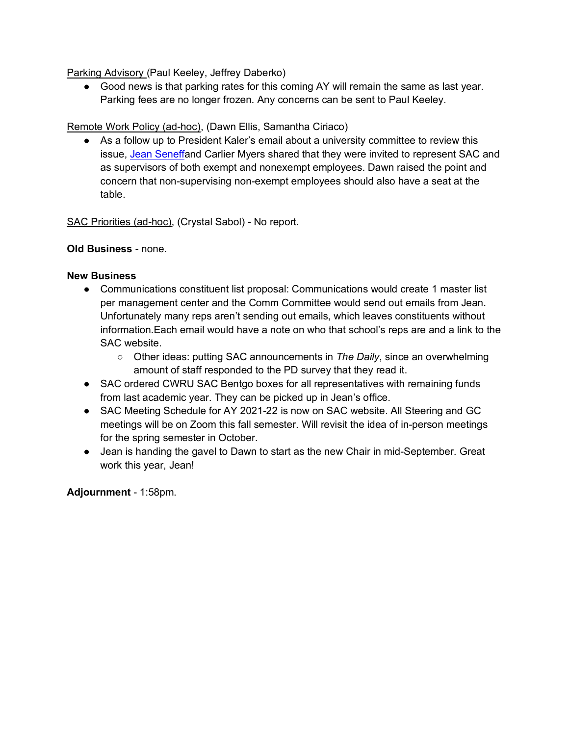Parking Advisory (Paul Keeley, Jeffrey Daberko)

- Good news is that parking rates for this coming AY will remain the same as last year. Parking fees are no longer frozen. Any concerns can be sent to Paul Keeley.

Remote Work Policy (ad-hoc), (Dawn Ellis, Samantha Ciriaco)

- As a follow up to President Kaler's email about a university committee to review this issue, Jean Seneffand Carlier Myers shared that they were invited to represent SAC and as supervisors of both exempt and nonexempt employees. Dawn raised the point and concern that non-supervising non-exempt employees should also have a seat at the table.

SAC Priorities (ad-hoc), (Crystal Sabol) - No report.

**Old Business** - none.

**New Business**

- Communications constituent list proposal: Communications would create 1 master list per management center and the Comm Committee would send out emails from Jean. Unfortunately many reps aren't sending out emails, which leaves constituents without information.Each email would have a note on who that school's reps are and a link to the SAC website.
  - Other ideas: putting SAC announcements in *The Daily*, since an overwhelming amount of staff responded to the PD survey that they read it.
- SAC ordered CWRU SAC Bentgo boxes for all representatives with remaining funds from last academic year. They can be picked up in Jean's office.
- SAC Meeting Schedule for AY 2021-22 is now on SAC website. All Steering and GC meetings will be on Zoom this fall semester. Will revisit the idea of in-person meetings for the spring semester in October.
- Jean is handing the gavel to Dawn to start as the new Chair in mid-September. Great work this year, Jean!

**Adjournment** - 1:58pm.